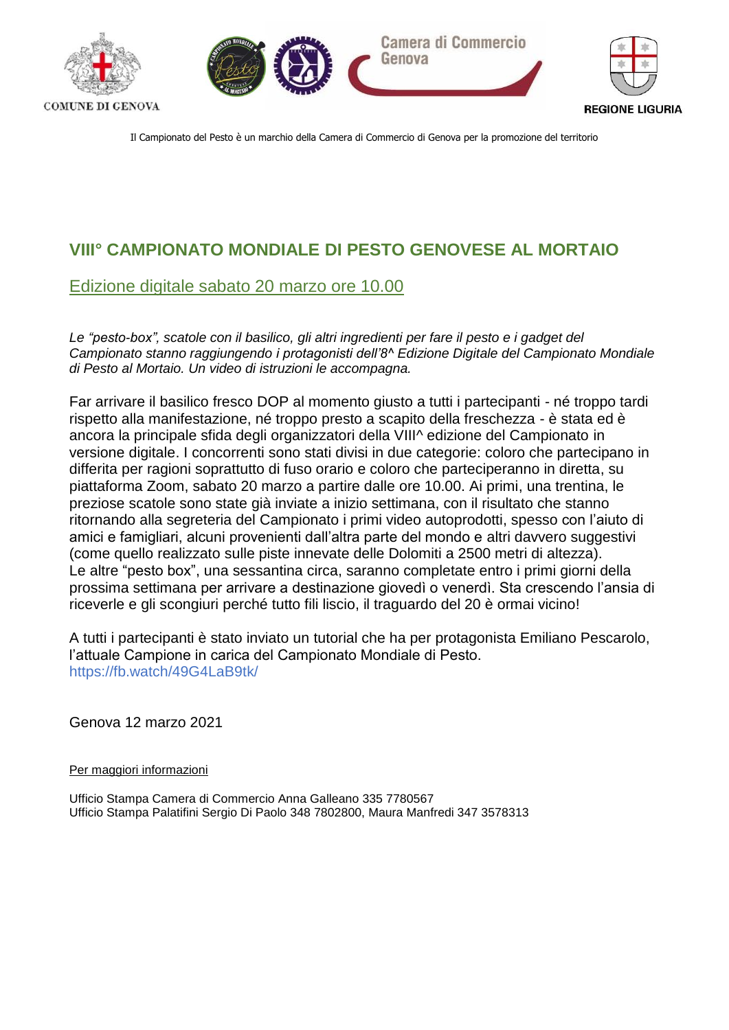COMUNE DI GENOVA

Camera di Commercio Genova

REGIONE LIGURIA

Il Campionato del Pesto è un marchio della Camera di Commercio di Genova per la promozione del territorio

## VIII° CAMPIONATO MONDIALE DI PESTO GENOVESE AL MORTAIO

### Edizione digitale sabato 20 marzo ore 10.00

*Le "pesto-box", scatole con il basilico, gli altri ingredienti per fare il pesto e i gadget del Campionato stanno raggiungendo i protagonisti dell'8^ Edizione Digitale del Campionato Mondiale di Pesto al Mortaio. Un video di istruzioni le accompagna.*

Far arrivare il basilico fresco DOP al momento giusto a tutti i partecipanti - né troppo tardi rispetto alla manifestazione, né troppo presto a scapito della freschezza - è stata ed è ancora la principale sfida degli organizzatori della VIII^ edizione del Campionato in versione digitale. I concorrenti sono stati divisi in due categorie: coloro che partecipano in differita per ragioni soprattutto di fuso orario e coloro che parteciperanno in diretta, su piattaforma Zoom, sabato 20 marzo a partire dalle ore 10.00. Ai primi, una trentina, le preziose scatole sono state già inviate a inizio settimana, con il risultato che stanno ritornando alla segreteria del Campionato i primi video autoprodotti, spesso con l'aiuto di amici e famigliari, alcuni provenienti dall'altra parte del mondo e altri davvero suggestivi (come quello realizzato sulle piste innevate delle Dolomiti a 2500 metri di altezza).
Le altre "pesto box", una sessantina circa, saranno completate entro i primi giorni della prossima settimana per arrivare a destinazione giovedì o venerdì. Sta crescendo l'ansia di riceverle e gli scongiuri perché tutto fili liscio, il traguardo del 20 è ormai vicino!

A tutti i partecipanti è stato inviato un tutorial che ha per protagonista Emiliano Pescarolo, l'attuale Campione in carica del Campionato Mondiale di Pesto.
https://fb.watch/49G4LaB9tk/

Genova 12 marzo 2021

Per maggiori informazioni

Ufficio Stampa Camera di Commercio Anna Galleano 335 7780567
Ufficio Stampa Palatifini Sergio Di Paolo 348 7802800, Maura Manfredi 347 3578313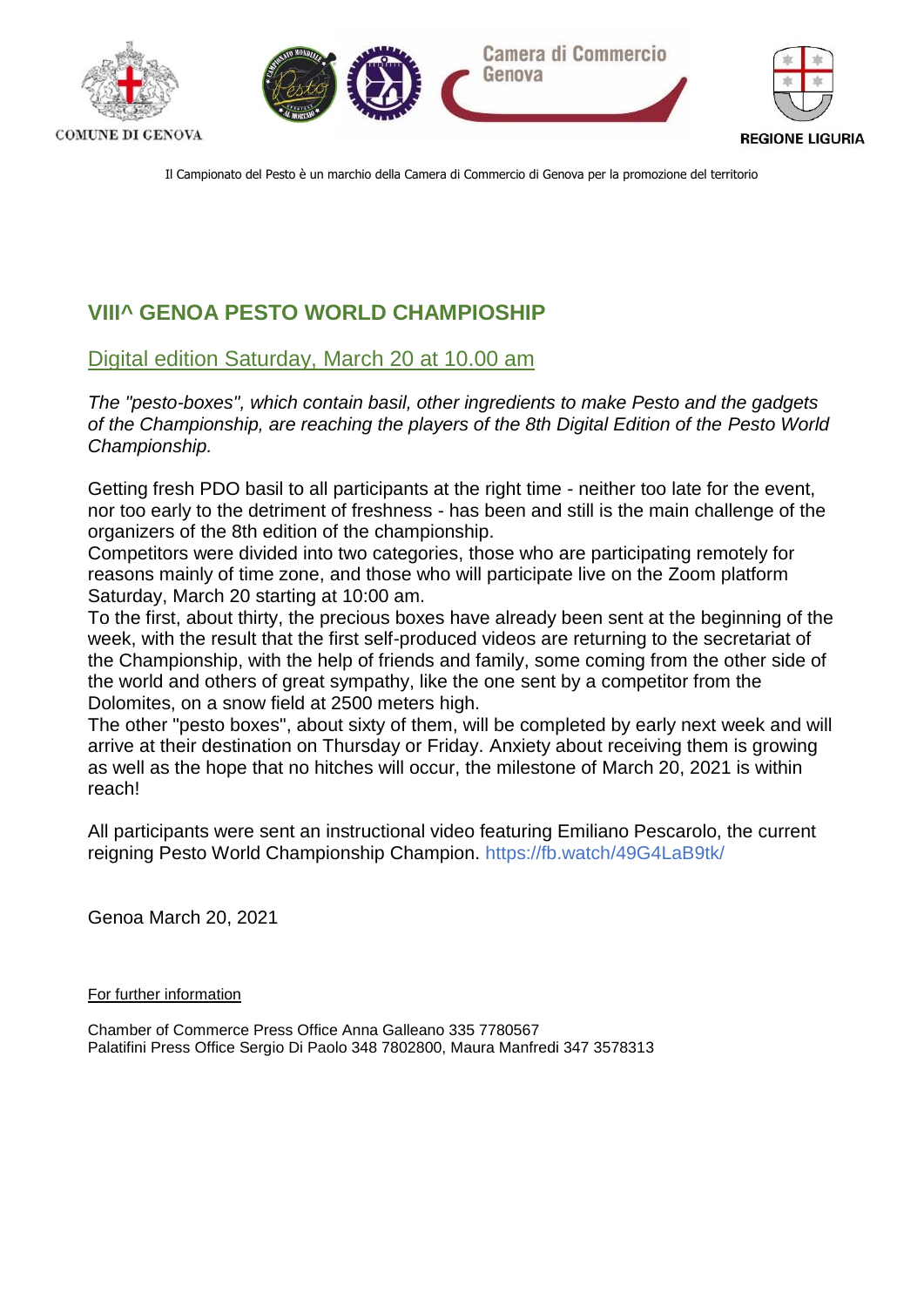COMUNE DI GENOVA

Camera di Commercio Genova

REGIONE LIGURIA

Il Campionato del Pesto è un marchio della Camera di Commercio di Genova per la promozione del territorio

## VIII^ GENOA PESTO WORLD CHAMPIOSHIP

### Digital edition Saturday, March 20 at 10.00 am

*The "pesto-boxes", which contain basil, other ingredients to make Pesto and the gadgets of the Championship, are reaching the players of the 8th Digital Edition of the Pesto World Championship.*

Getting fresh PDO basil to all participants at the right time - neither too late for the event, nor too early to the detriment of freshness - has been and still is the main challenge of the organizers of the 8th edition of the championship.
Competitors were divided into two categories, those who are participating remotely for reasons mainly of time zone, and those who will participate live on the Zoom platform Saturday, March 20 starting at 10:00 am.
To the first, about thirty, the precious boxes have already been sent at the beginning of the week, with the result that the first self-produced videos are returning to the secretariat of the Championship, with the help of friends and family, some coming from the other side of the world and others of great sympathy, like the one sent by a competitor from the Dolomites, on a snow field at 2500 meters high.
The other "pesto boxes", about sixty of them, will be completed by early next week and will arrive at their destination on Thursday or Friday. Anxiety about receiving them is growing as well as the hope that no hitches will occur, the milestone of March 20, 2021 is within reach!

All participants were sent an instructional video featuring Emiliano Pescarolo, the current reigning Pesto World Championship Champion. https://fb.watch/49G4LaB9tk/

Genoa March 20, 2021

For further information

Chamber of Commerce Press Office Anna Galleano 335 7780567
Palatifini Press Office Sergio Di Paolo 348 7802800, Maura Manfredi 347 3578313